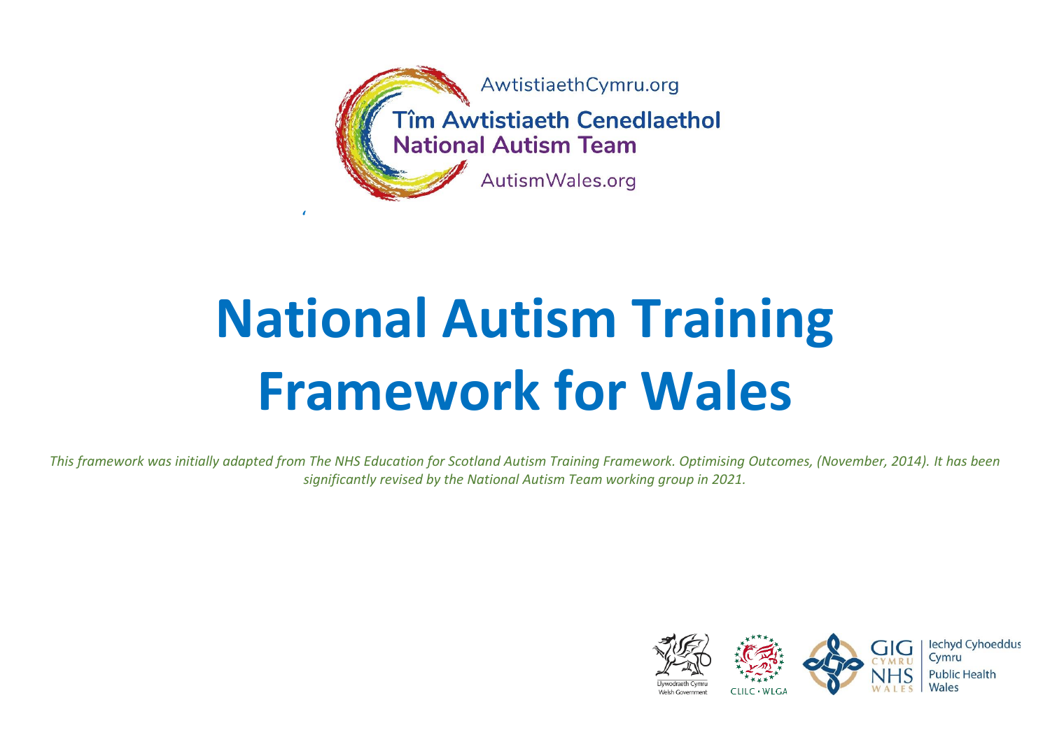AwtistiaethCymru.org

Tîm Awtistiaeth Cenedlaethol
National Autism Team

AutismWales.org

# National Autism Training Framework for Wales

*This framework was initially adapted from The NHS Education for Scotland Autism Training Framework. Optimising Outcomes, (November, 2014). It has been significantly revised by the National Autism Team working group in 2021.*

Llywodraeth Cymru
Welsh Government

CLILC · WLGA

GIG CYMRU NHS WALES | Iechyd Cyhoeddus Cymru Public Health Wales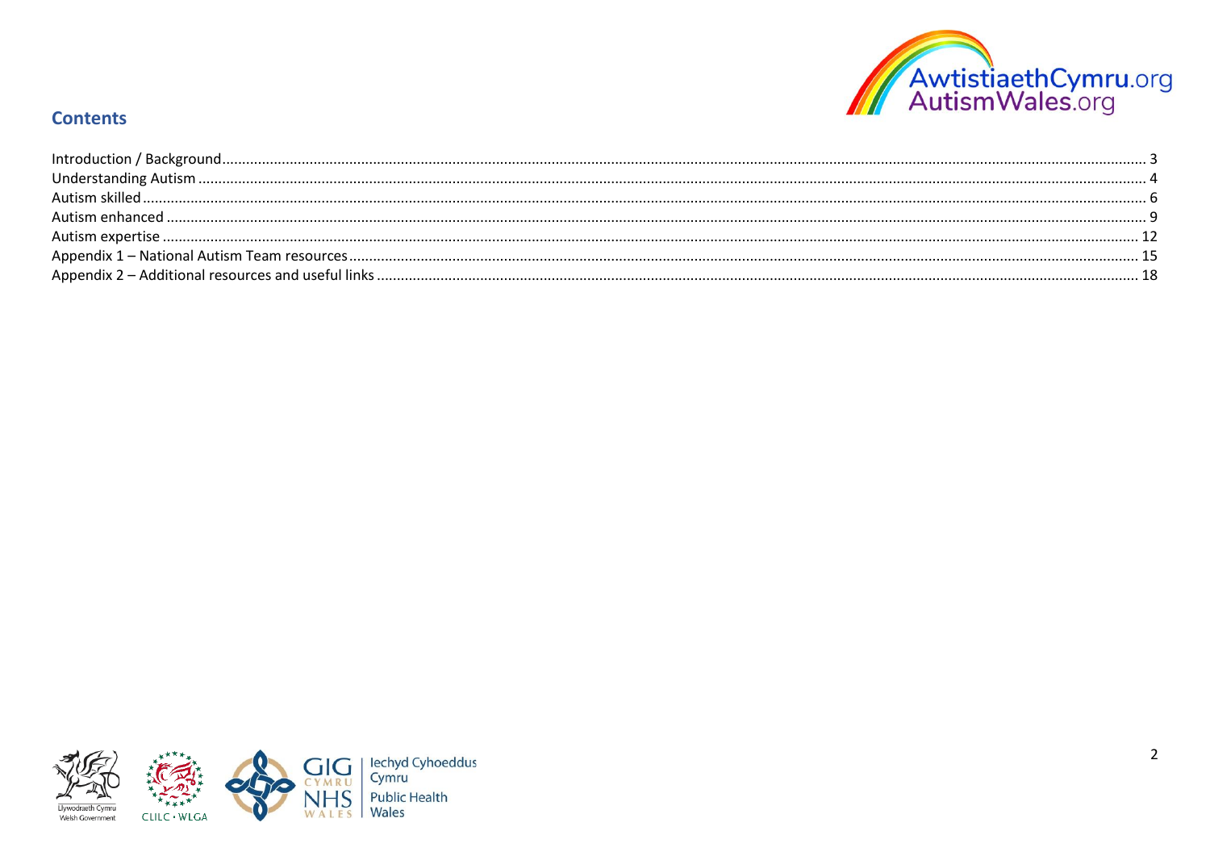## Contents

Introduction / Background ........ 3
Understanding Autism ........ 4
Autism skilled ........ 6
Autism enhanced ........ 9
Autism expertise ........ 12
Appendix 1 – National Autism Team resources ........ 15
Appendix 2 – Additional resources and useful links ........ 18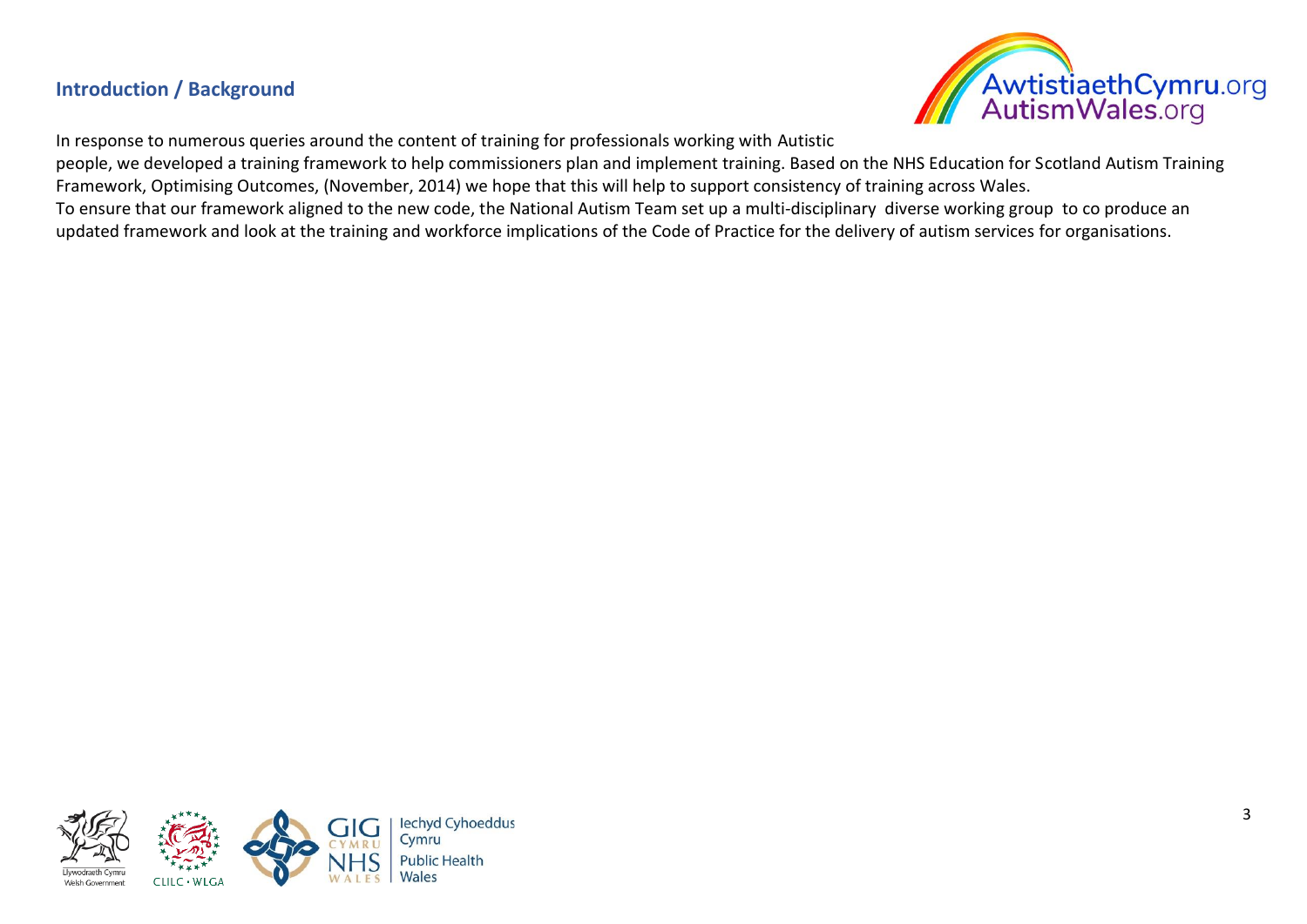## Introduction / Background

In response to numerous queries around the content of training for professionals working with Autistic people, we developed a training framework to help commissioners plan and implement training. Based on the NHS Education for Scotland Autism Training Framework, Optimising Outcomes, (November, 2014) we hope that this will help to support consistency of training across Wales.
To ensure that our framework aligned to the new code, the National Autism Team set up a multi-disciplinary diverse working group to co produce an updated framework and look at the training and workforce implications of the Code of Practice for the delivery of autism services for organisations.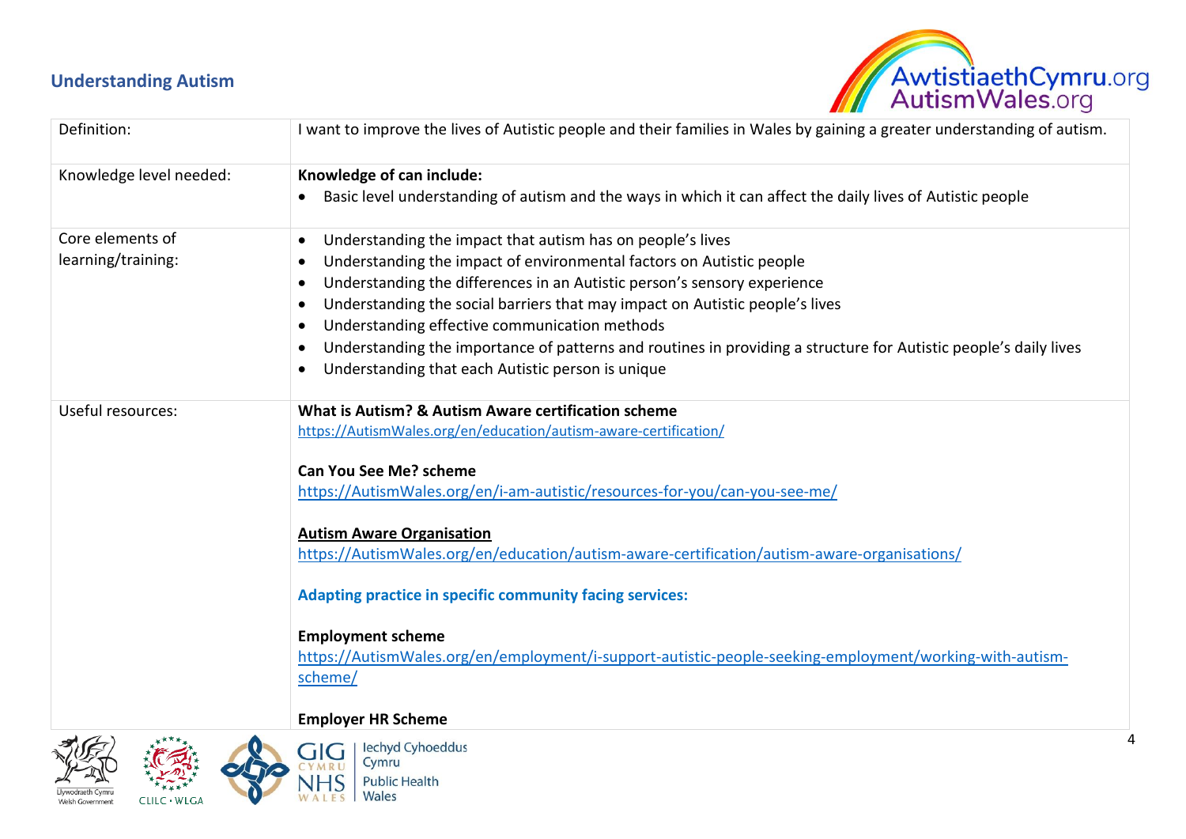## Understanding Autism

| | |
|---|---|
| Definition: | I want to improve the lives of Autistic people and their families in Wales by gaining a greater understanding of autism. |
| Knowledge level needed: | **Knowledge of can include:**<br>• Basic level understanding of autism and the ways in which it can affect the daily lives of Autistic people |
| Core elements of learning/training: | • Understanding the impact that autism has on people's lives<br>• Understanding the impact of environmental factors on Autistic people<br>• Understanding the differences in an Autistic person's sensory experience<br>• Understanding the social barriers that may impact on Autistic people's lives<br>• Understanding effective communication methods<br>• Understanding the importance of patterns and routines in providing a structure for Autistic people's daily lives<br>• Understanding that each Autistic person is unique |
| Useful resources: | **What is Autism? & Autism Aware certification scheme**<br>https://AutismWales.org/en/education/autism-aware-certification/<br><br>**Can You See Me? scheme**<br>https://AutismWales.org/en/i-am-autistic/resources-for-you/can-you-see-me/<br><br>**Autism Aware Organisation**<br>https://AutismWales.org/en/education/autism-aware-certification/autism-aware-organisations/<br><br>**Adapting practice in specific community facing services:**<br><br>**Employment scheme**<br>https://AutismWales.org/en/employment/i-support-autistic-people-seeking-employment/working-with-autism-scheme/<br><br>**Employer HR Scheme** |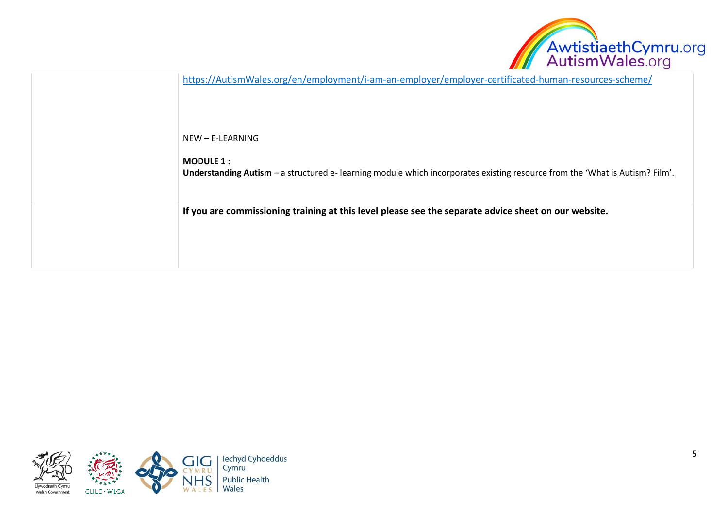| | |
|---|---|
| | https://AutismWales.org/en/employment/i-am-an-employer/employer-certificated-human-resources-scheme/<br><br>NEW – E-LEARNING<br><br>**MODULE 1 :**<br>**Understanding Autism** – a structured e- learning module which incorporates existing resource from the 'What is Autism? Film'. |
| | **If you are commissioning training at this level please see the separate advice sheet on our website.** |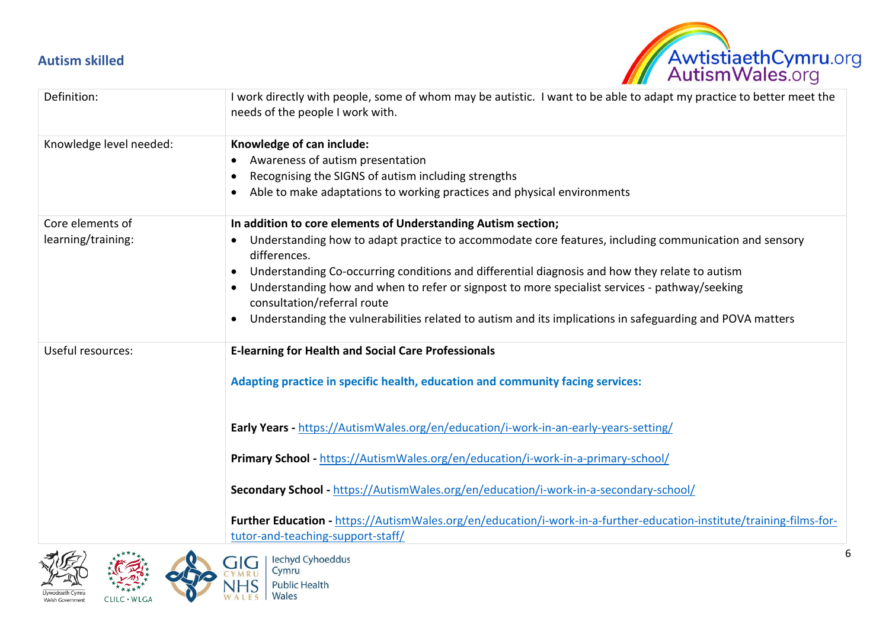## Autism skilled

| | |
|---|---|
| Definition: | I work directly with people, some of whom may be autistic. I want to be able to adapt my practice to better meet the needs of the people I work with. |
| Knowledge level needed: | **Knowledge of can include:**<br>• Awareness of autism presentation<br>• Recognising the SIGNS of autism including strengths<br>• Able to make adaptations to working practices and physical environments |
| Core elements of learning/training: | **In addition to core elements of Understanding Autism section;**<br>• Understanding how to adapt practice to accommodate core features, including communication and sensory differences.<br>• Understanding Co-occurring conditions and differential diagnosis and how they relate to autism<br>• Understanding how and when to refer or signpost to more specialist services - pathway/seeking consultation/referral route<br>• Understanding the vulnerabilities related to autism and its implications in safeguarding and POVA matters |
| Useful resources: | **E-learning for Health and Social Care Professionals**<br><br>**Adapting practice in specific health, education and community facing services:**<br><br>**Early Years -** https://AutismWales.org/en/education/i-work-in-an-early-years-setting/<br><br>**Primary School -** https://AutismWales.org/en/education/i-work-in-a-primary-school/<br><br>**Secondary School -** https://AutismWales.org/en/education/i-work-in-a-secondary-school/<br><br>**Further Education -** https://AutismWales.org/en/education/i-work-in-a-further-education-institute/training-films-for-tutor-and-teaching-support-staff/ |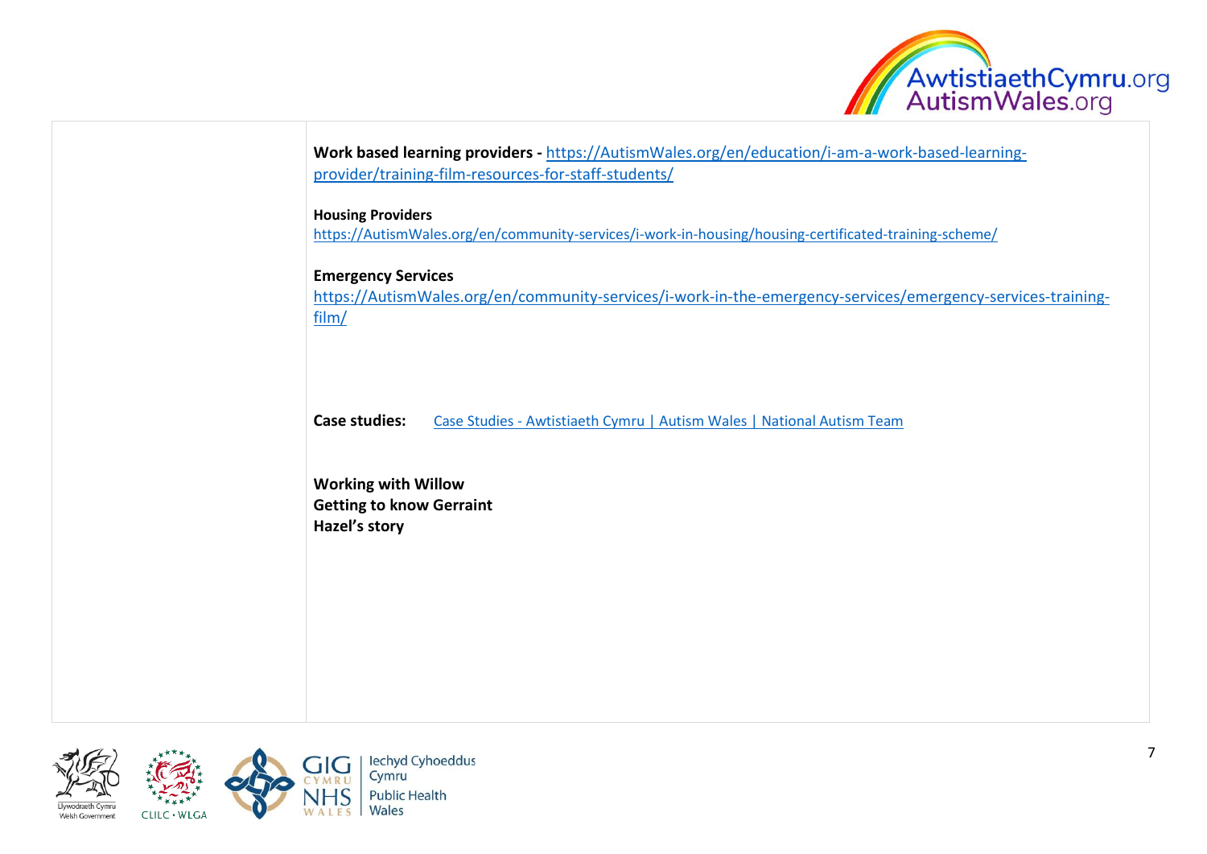**Work based learning providers -** https://AutismWales.org/en/education/i-am-a-work-based-learning-provider/training-film-resources-for-staff-students/

**Housing Providers**
https://AutismWales.org/en/community-services/i-work-in-housing/housing-certificated-training-scheme/

**Emergency Services**
https://AutismWales.org/en/community-services/i-work-in-the-emergency-services/emergency-services-training-film/

**Case studies:** Case Studies - Awtistiaeth Cymru | Autism Wales | National Autism Team

**Working with Willow**
**Getting to know Gerraint**
**Hazel's story**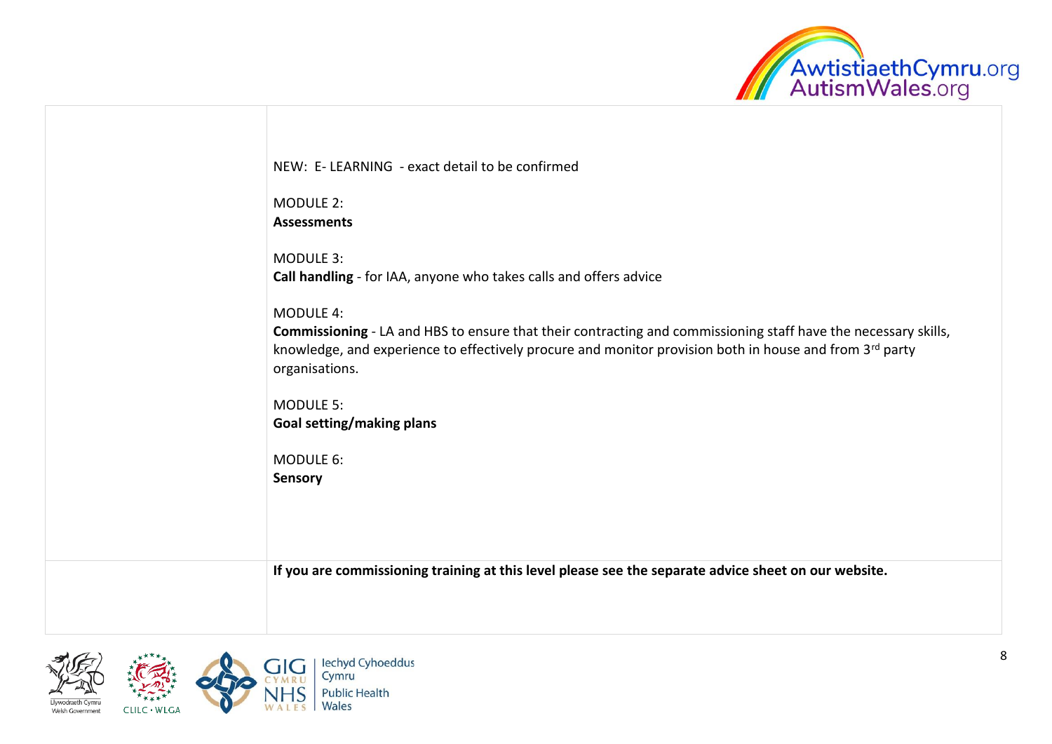| | |
|---|---|
| | NEW: E- LEARNING - exact detail to be confirmed<br><br>MODULE 2:<br>**Assessments**<br><br>MODULE 3:<br>**Call handling** - for IAA, anyone who takes calls and offers advice<br><br>MODULE 4:<br>**Commissioning** - LA and HBS to ensure that their contracting and commissioning staff have the necessary skills, knowledge, and experience to effectively procure and monitor provision both in house and from 3rd party organisations.<br><br>MODULE 5:<br>**Goal setting/making plans**<br><br>MODULE 6:<br>**Sensory** |
| | **If you are commissioning training at this level please see the separate advice sheet on our website.** |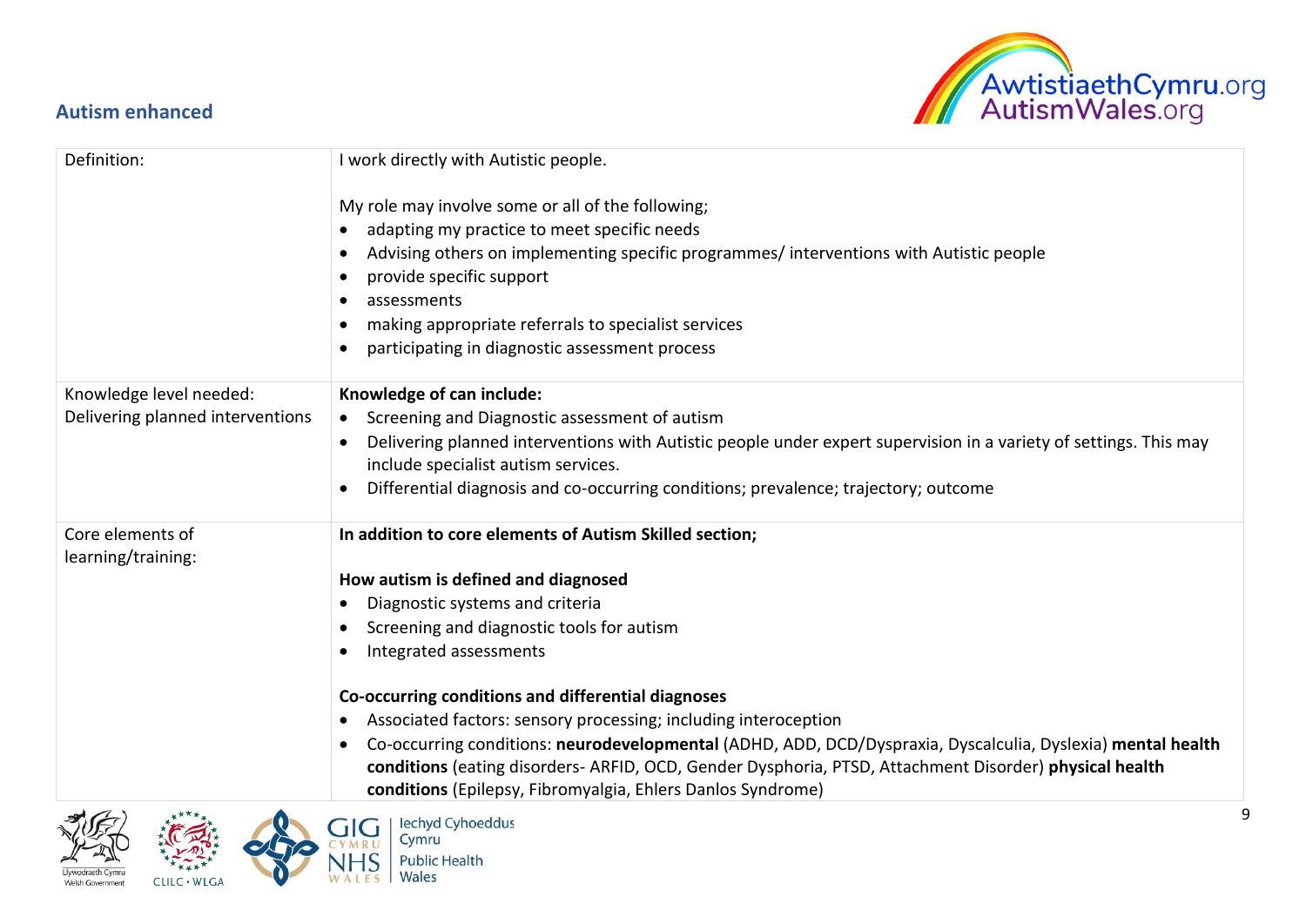## Autism enhanced

| | |
|---|---|
| Definition: | I work directly with Autistic people.<br><br>My role may involve some or all of the following;<br>• adapting my practice to meet specific needs<br>• Advising others on implementing specific programmes/ interventions with Autistic people<br>• provide specific support<br>• assessments<br>• making appropriate referrals to specialist services<br>• participating in diagnostic assessment process |
| Knowledge level needed:<br>Delivering planned interventions | **Knowledge of can include:**<br>• Screening and Diagnostic assessment of autism<br>• Delivering planned interventions with Autistic people under expert supervision in a variety of settings. This may include specialist autism services.<br>• Differential diagnosis and co-occurring conditions; prevalence; trajectory; outcome |
| Core elements of learning/training: | **In addition to core elements of Autism Skilled section;**<br><br>**How autism is defined and diagnosed**<br>• Diagnostic systems and criteria<br>• Screening and diagnostic tools for autism<br>• Integrated assessments<br><br>**Co-occurring conditions and differential diagnoses**<br>• Associated factors: sensory processing; including interoception<br>• Co-occurring conditions: **neurodevelopmental** (ADHD, ADD, DCD/Dyspraxia, Dyscalculia, Dyslexia) **mental health conditions** (eating disorders- ARFID, OCD, Gender Dysphoria, PTSD, Attachment Disorder) **physical health conditions** (Epilepsy, Fibromyalgia, Ehlers Danlos Syndrome) |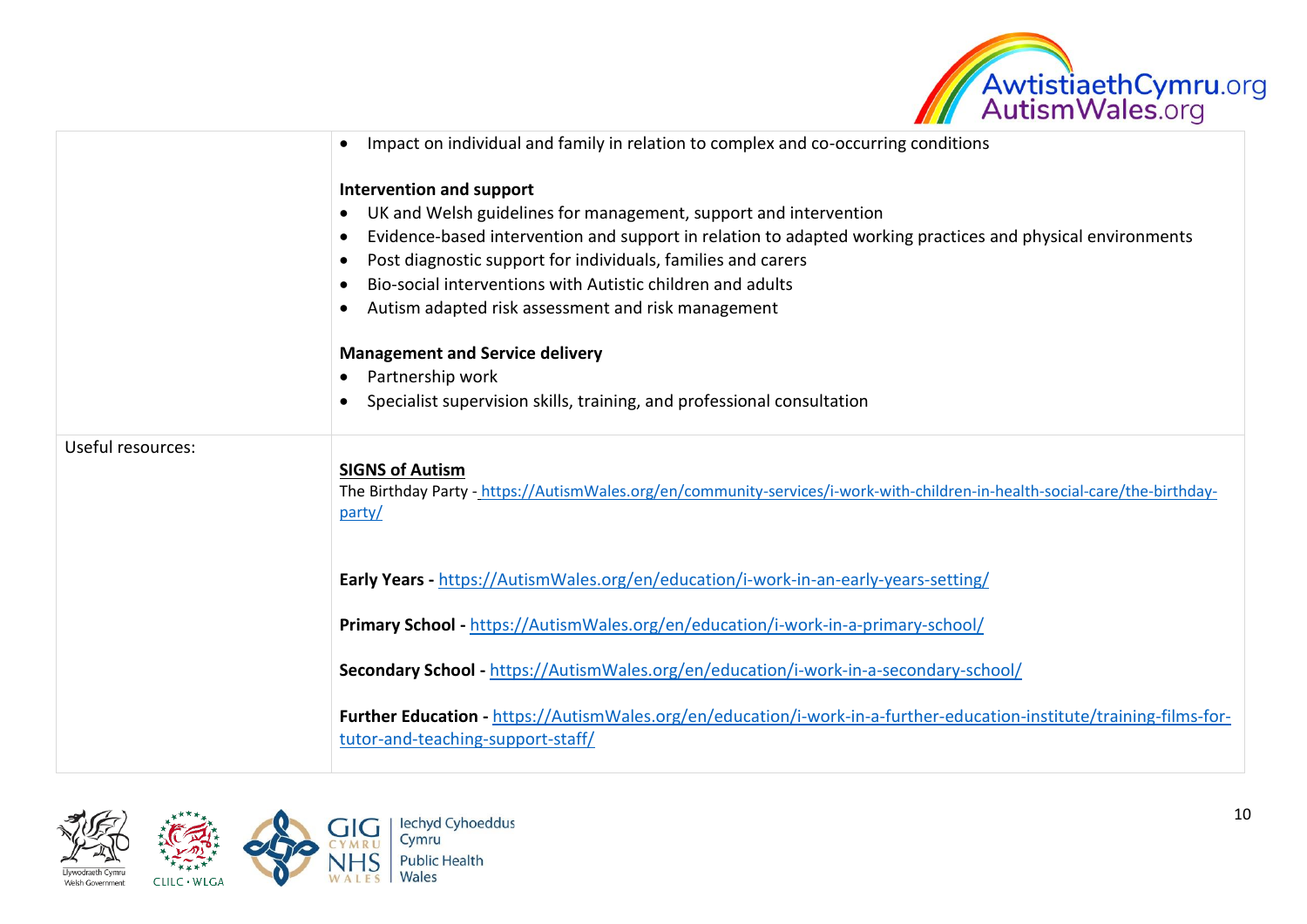| | |
|---|---|
| | • Impact on individual and family in relation to complex and co-occurring conditions<br><br>**Intervention and support**<br>• UK and Welsh guidelines for management, support and intervention<br>• Evidence-based intervention and support in relation to adapted working practices and physical environments<br>• Post diagnostic support for individuals, families and carers<br>• Bio-social interventions with Autistic children and adults<br>• Autism adapted risk assessment and risk management<br><br>**Management and Service delivery**<br>• Partnership work<br>• Specialist supervision skills, training, and professional consultation |
| Useful resources: | **SIGNS of Autism**<br>The Birthday Party - https://AutismWales.org/en/community-services/i-work-with-children-in-health-social-care/the-birthday-party/<br><br>**Early Years -** https://AutismWales.org/en/education/i-work-in-an-early-years-setting/<br><br>**Primary School -** https://AutismWales.org/en/education/i-work-in-a-primary-school/<br><br>**Secondary School -** https://AutismWales.org/en/education/i-work-in-a-secondary-school/<br><br>**Further Education -** https://AutismWales.org/en/education/i-work-in-a-further-education-institute/training-films-for-tutor-and-teaching-support-staff/ |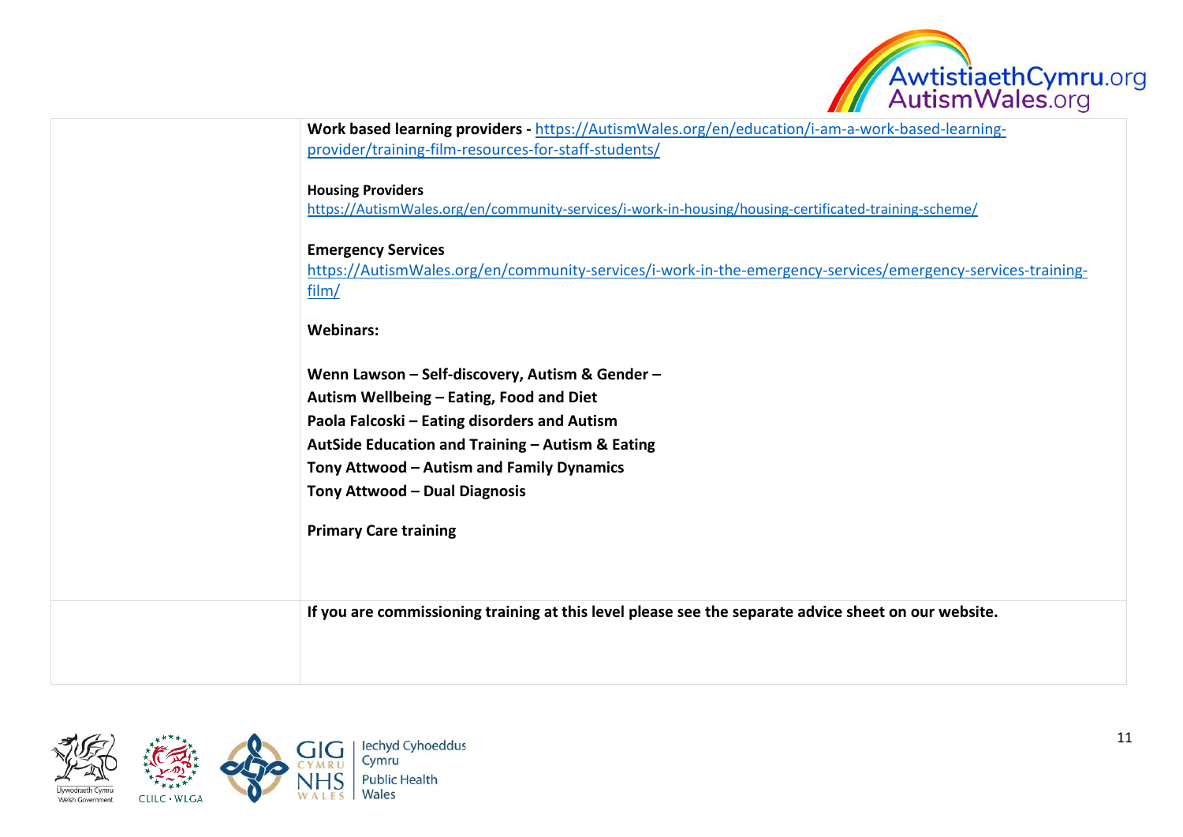| | |
|---|---|
| | **Work based learning providers -** https://AutismWales.org/en/education/i-am-a-work-based-learning-provider/training-film-resources-for-staff-students/ <br><br> **Housing Providers** <br> https://AutismWales.org/en/community-services/i-work-in-housing/housing-certificated-training-scheme/ <br><br> **Emergency Services** <br> https://AutismWales.org/en/community-services/i-work-in-the-emergency-services/emergency-services-training-film/ <br><br> **Webinars:** <br><br> **Wenn Lawson – Self-discovery, Autism & Gender –** <br> **Autism Wellbeing – Eating, Food and Diet** <br> **Paola Falcoski – Eating disorders and Autism** <br> **AutSide Education and Training – Autism & Eating** <br> **Tony Attwood – Autism and Family Dynamics** <br> **Tony Attwood – Dual Diagnosis** <br><br> **Primary Care training** |
| | **If you are commissioning training at this level please see the separate advice sheet on our website.** |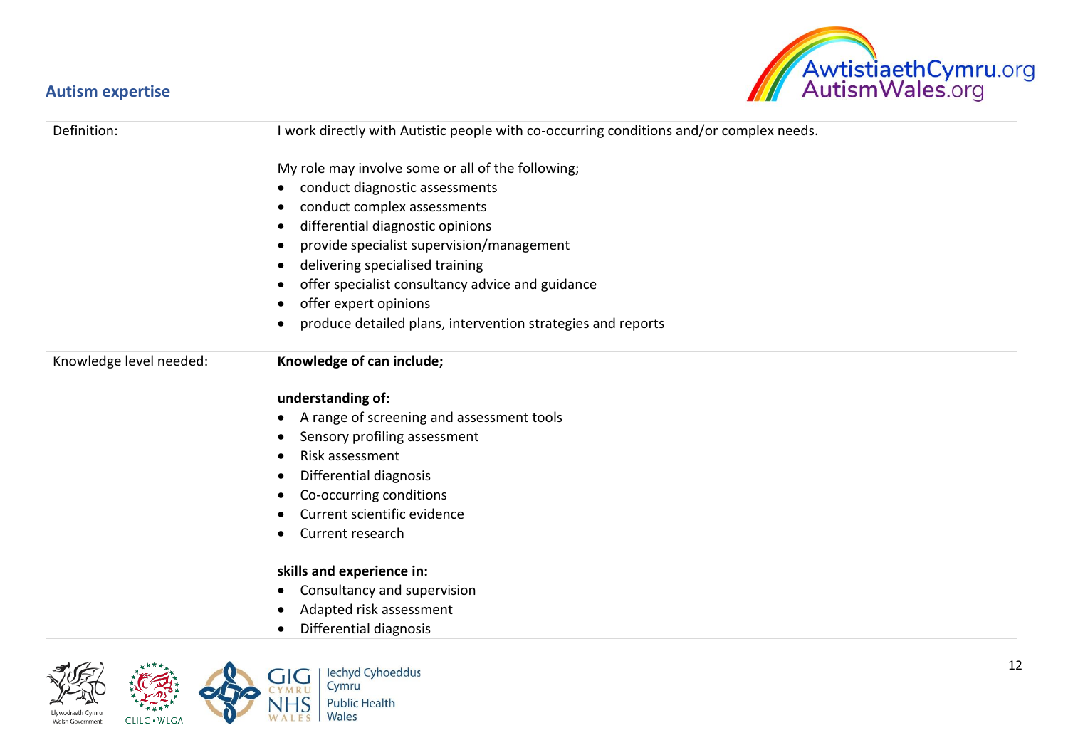## Autism expertise

| | |
|---|---|
| Definition: | I work directly with Autistic people with co-occurring conditions and/or complex needs.<br><br>My role may involve some or all of the following;<br>• conduct diagnostic assessments<br>• conduct complex assessments<br>• differential diagnostic opinions<br>• provide specialist supervision/management<br>• delivering specialised training<br>• offer specialist consultancy advice and guidance<br>• offer expert opinions<br>• produce detailed plans, intervention strategies and reports |
| Knowledge level needed: | **Knowledge of can include;**<br><br>**understanding of:**<br>• A range of screening and assessment tools<br>• Sensory profiling assessment<br>• Risk assessment<br>• Differential diagnosis<br>• Co-occurring conditions<br>• Current scientific evidence<br>• Current research<br><br>**skills and experience in:**<br>• Consultancy and supervision<br>• Adapted risk assessment<br>• Differential diagnosis |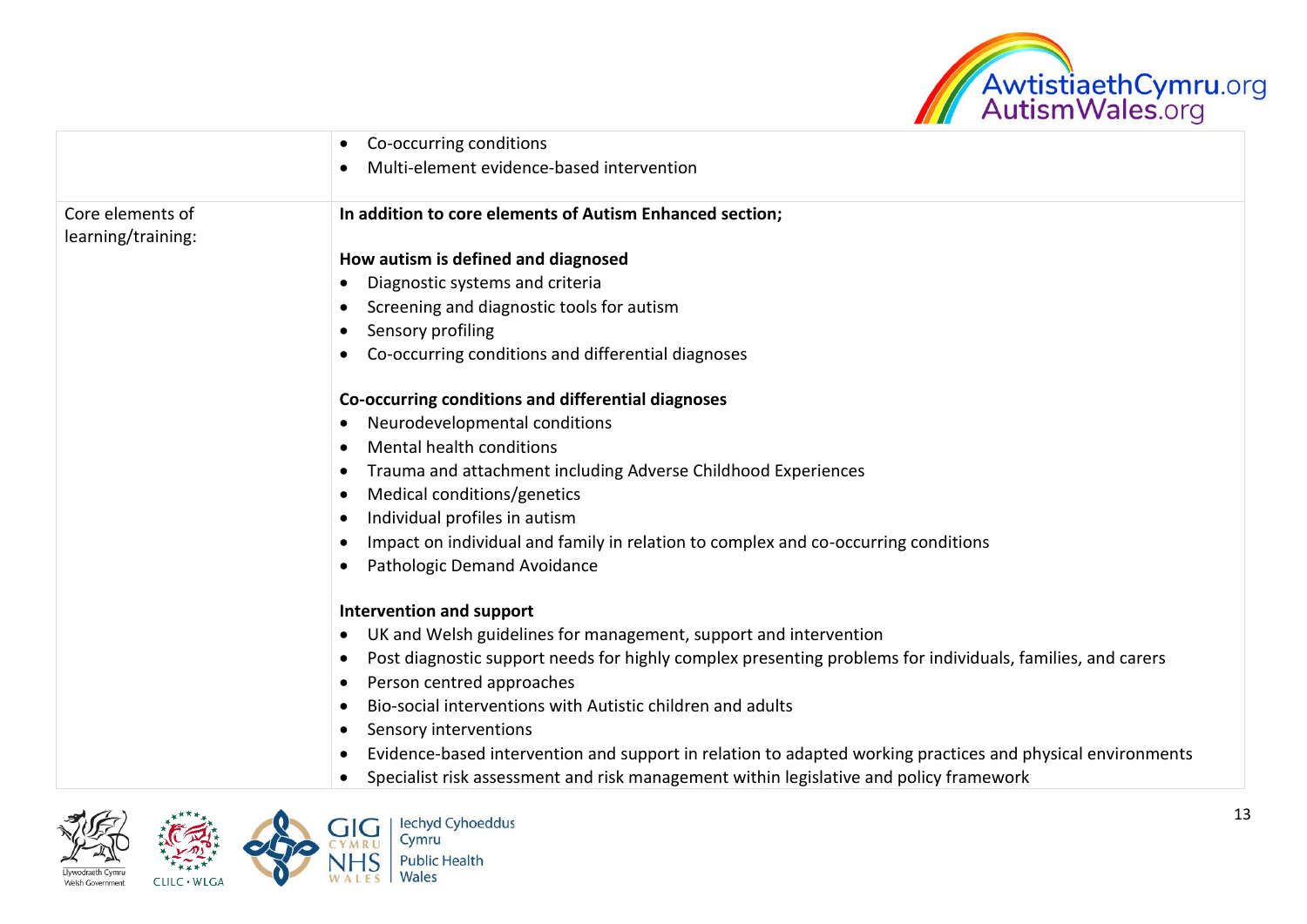| | |
|---|---|
| | • Co-occurring conditions<br>• Multi-element evidence-based intervention |
| Core elements of learning/training: | **In addition to core elements of Autism Enhanced section;**<br><br>**How autism is defined and diagnosed**<br>• Diagnostic systems and criteria<br>• Screening and diagnostic tools for autism<br>• Sensory profiling<br>• Co-occurring conditions and differential diagnoses<br><br>**Co-occurring conditions and differential diagnoses**<br>• Neurodevelopmental conditions<br>• Mental health conditions<br>• Trauma and attachment including Adverse Childhood Experiences<br>• Medical conditions/genetics<br>• Individual profiles in autism<br>• Impact on individual and family in relation to complex and co-occurring conditions<br>• Pathologic Demand Avoidance<br><br>**Intervention and support**<br>• UK and Welsh guidelines for management, support and intervention<br>• Post diagnostic support needs for highly complex presenting problems for individuals, families, and carers<br>• Person centred approaches<br>• Bio-social interventions with Autistic children and adults<br>• Sensory interventions<br>• Evidence-based intervention and support in relation to adapted working practices and physical environments<br>• Specialist risk assessment and risk management within legislative and policy framework |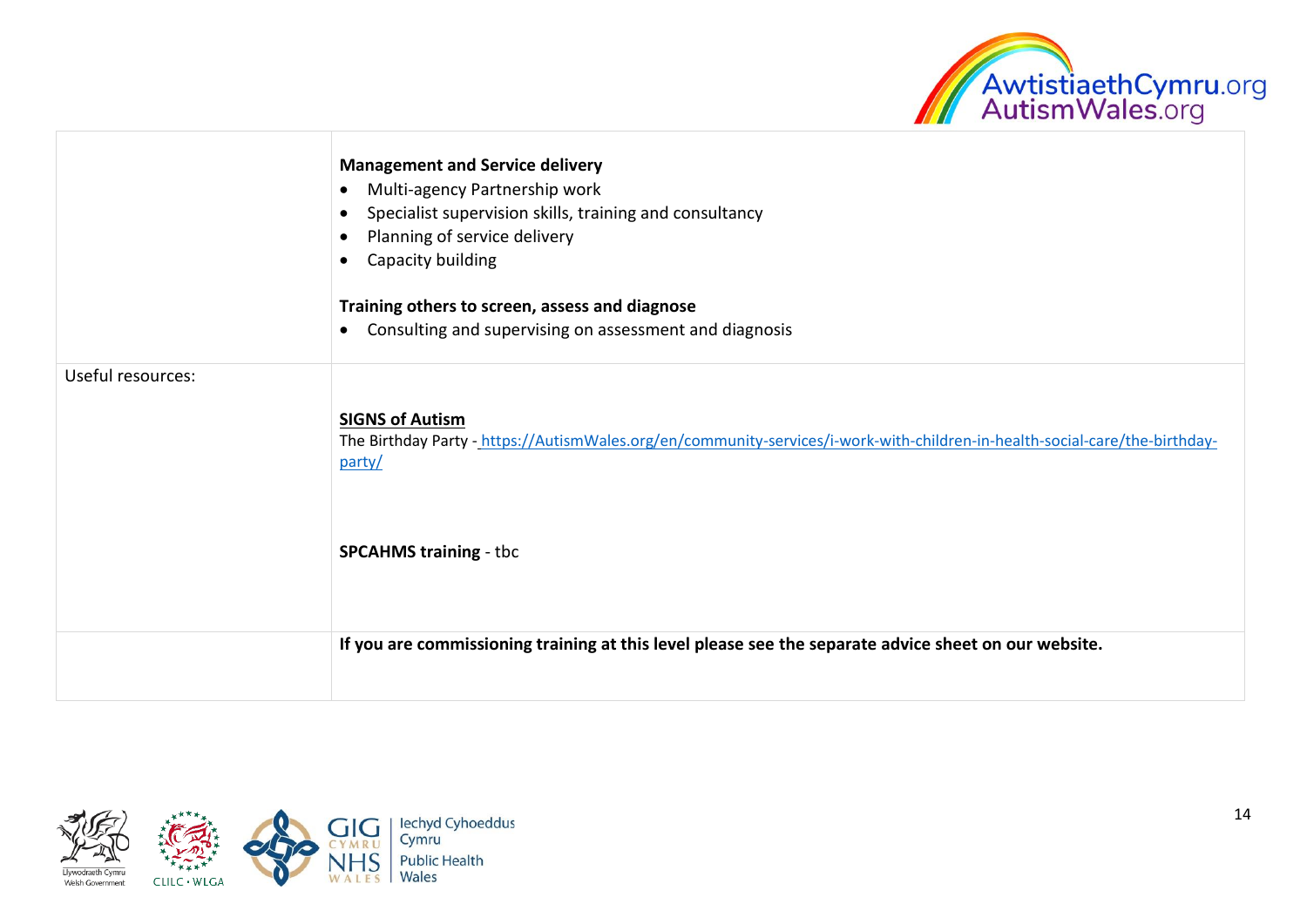| | |
|---|---|
| | **Management and Service delivery**<br>• Multi-agency Partnership work<br>• Specialist supervision skills, training and consultancy<br>• Planning of service delivery<br>• Capacity building<br><br>**Training others to screen, assess and diagnose**<br>• Consulting and supervising on assessment and diagnosis |
| Useful resources: | **SIGNS of Autism**<br>The Birthday Party - https://AutismWales.org/en/community-services/i-work-with-children-in-health-social-care/the-birthday-party/<br><br>**SPCAHMS training** - tbc |
| | **If you are commissioning training at this level please see the separate advice sheet on our website.** |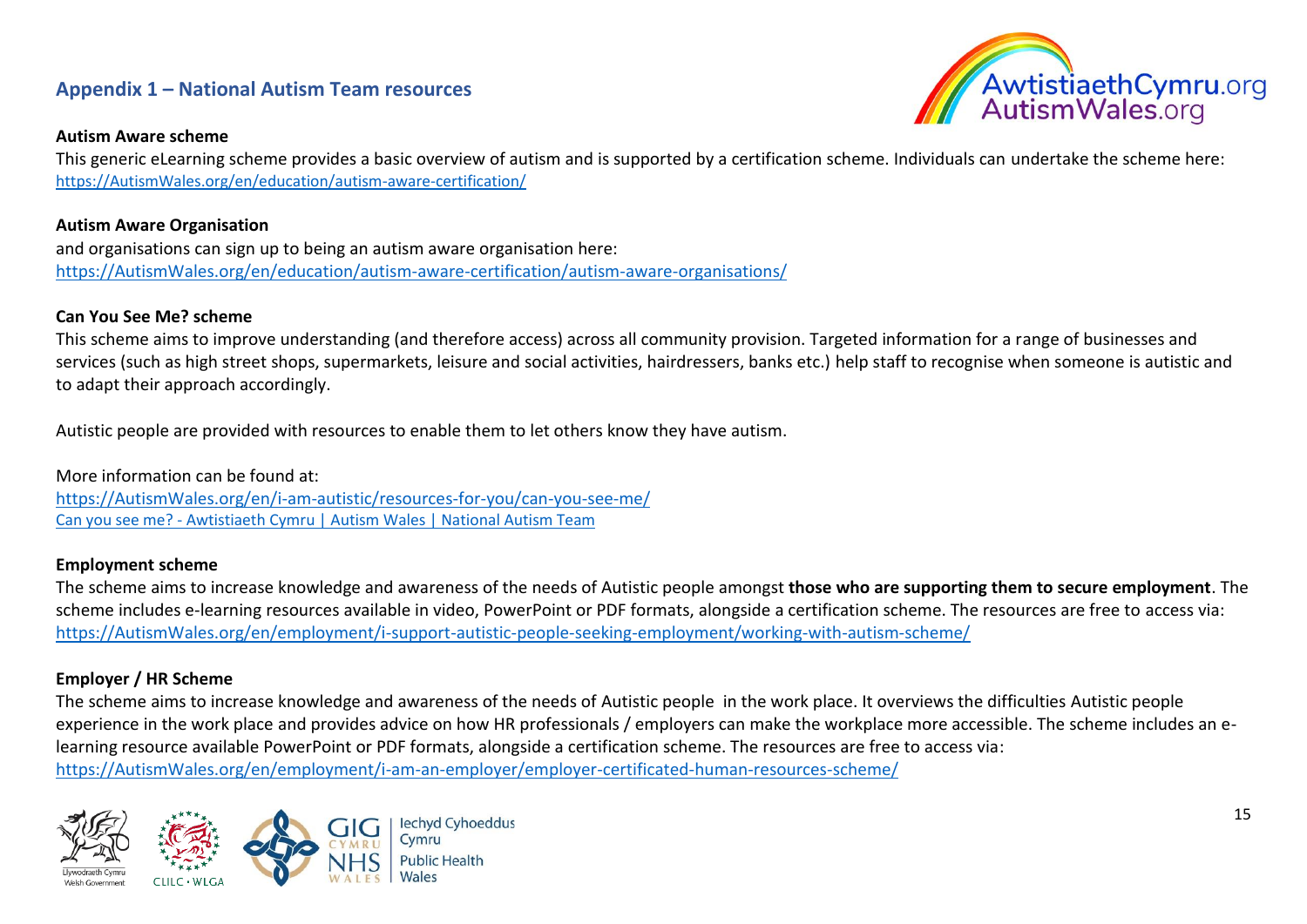## Appendix 1 – National Autism Team resources

**Autism Aware scheme**

This generic eLearning scheme provides a basic overview of autism and is supported by a certification scheme. Individuals can undertake the scheme here: https://AutismWales.org/en/education/autism-aware-certification/

**Autism Aware Organisation**

and organisations can sign up to being an autism aware organisation here: https://AutismWales.org/en/education/autism-aware-certification/autism-aware-organisations/

**Can You See Me? scheme**

This scheme aims to improve understanding (and therefore access) across all community provision. Targeted information for a range of businesses and services (such as high street shops, supermarkets, leisure and social activities, hairdressers, banks etc.) help staff to recognise when someone is autistic and to adapt their approach accordingly.

Autistic people are provided with resources to enable them to let others know they have autism.

More information can be found at:
https://AutismWales.org/en/i-am-autistic/resources-for-you/can-you-see-me/
Can you see me? - Awtistiaeth Cymru | Autism Wales | National Autism Team

**Employment scheme**

The scheme aims to increase knowledge and awareness of the needs of Autistic people amongst **those who are supporting them to secure employment**. The scheme includes e-learning resources available in video, PowerPoint or PDF formats, alongside a certification scheme. The resources are free to access via: https://AutismWales.org/en/employment/i-support-autistic-people-seeking-employment/working-with-autism-scheme/

**Employer / HR Scheme**

The scheme aims to increase knowledge and awareness of the needs of Autistic people in the work place. It overviews the difficulties Autistic people experience in the work place and provides advice on how HR professionals / employers can make the workplace more accessible. The scheme includes an e-learning resource available PowerPoint or PDF formats, alongside a certification scheme. The resources are free to access via: https://AutismWales.org/en/employment/i-am-an-employer/employer-certificated-human-resources-scheme/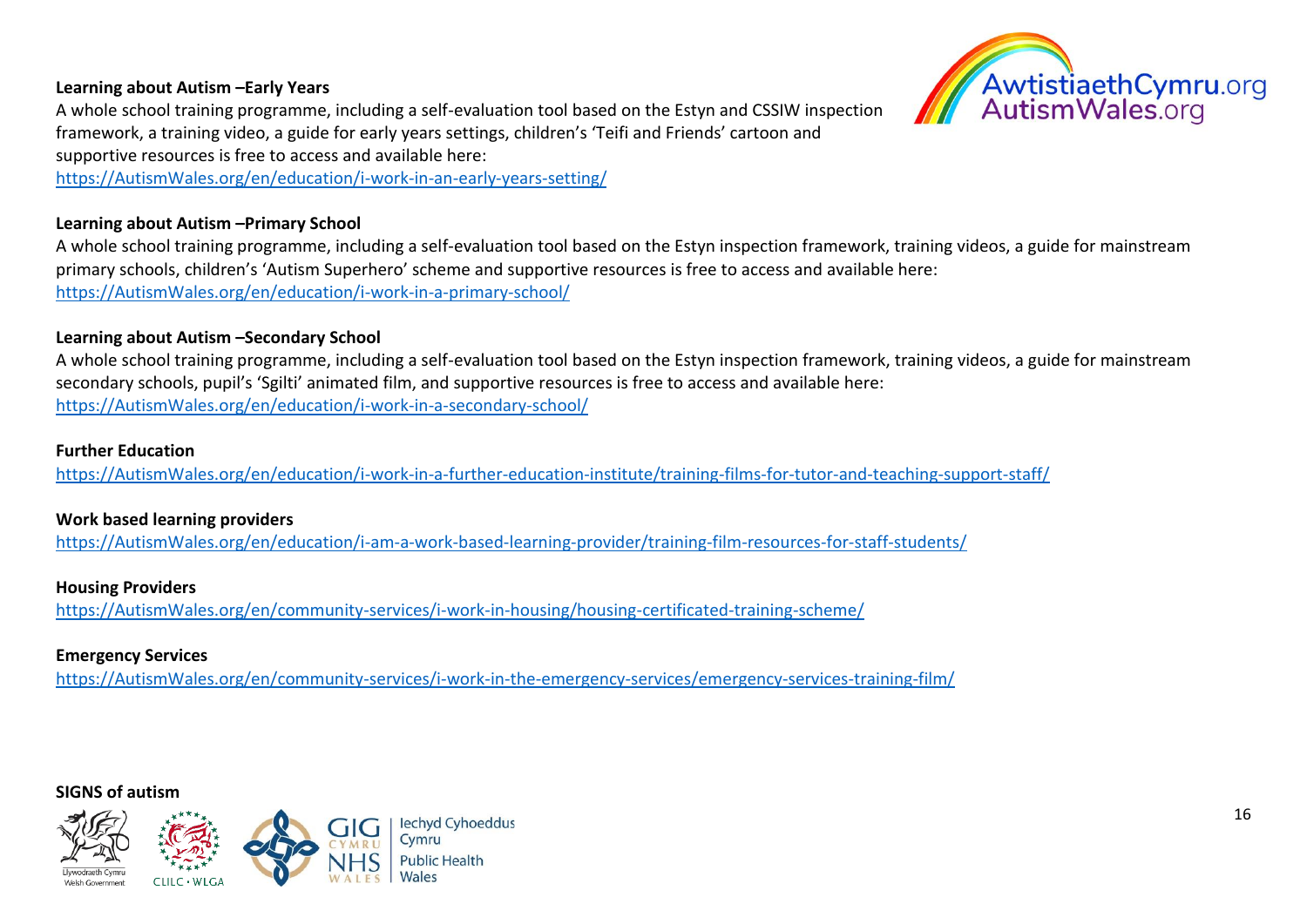**Learning about Autism –Early Years**

A whole school training programme, including a self-evaluation tool based on the Estyn and CSSIW inspection framework, a training video, a guide for early years settings, children's 'Teifi and Friends' cartoon and supportive resources is free to access and available here:
https://AutismWales.org/en/education/i-work-in-an-early-years-setting/

**Learning about Autism –Primary School**

A whole school training programme, including a self-evaluation tool based on the Estyn inspection framework, training videos, a guide for mainstream primary schools, children's 'Autism Superhero' scheme and supportive resources is free to access and available here:
https://AutismWales.org/en/education/i-work-in-a-primary-school/

**Learning about Autism –Secondary School**

A whole school training programme, including a self-evaluation tool based on the Estyn inspection framework, training videos, a guide for mainstream secondary schools, pupil's 'Sgilti' animated film, and supportive resources is free to access and available here:
https://AutismWales.org/en/education/i-work-in-a-secondary-school/

**Further Education**

https://AutismWales.org/en/education/i-work-in-a-further-education-institute/training-films-for-tutor-and-teaching-support-staff/

**Work based learning providers**

https://AutismWales.org/en/education/i-am-a-work-based-learning-provider/training-film-resources-for-staff-students/

**Housing Providers**

https://AutismWales.org/en/community-services/i-work-in-housing/housing-certificated-training-scheme/

**Emergency Services**

https://AutismWales.org/en/community-services/i-work-in-the-emergency-services/emergency-services-training-film/

**SIGNS of autism**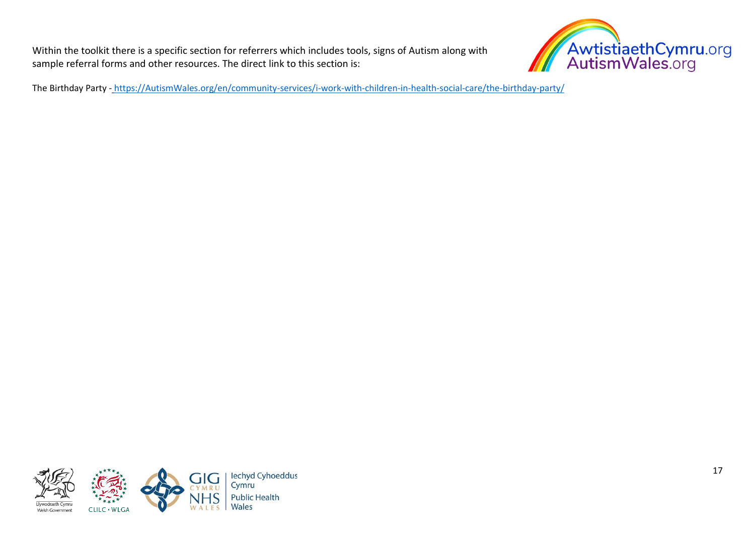Within the toolkit there is a specific section for referrers which includes tools, signs of Autism along with sample referral forms and other resources. The direct link to this section is:

The Birthday Party - https://AutismWales.org/en/community-services/i-work-with-children-in-health-social-care/the-birthday-party/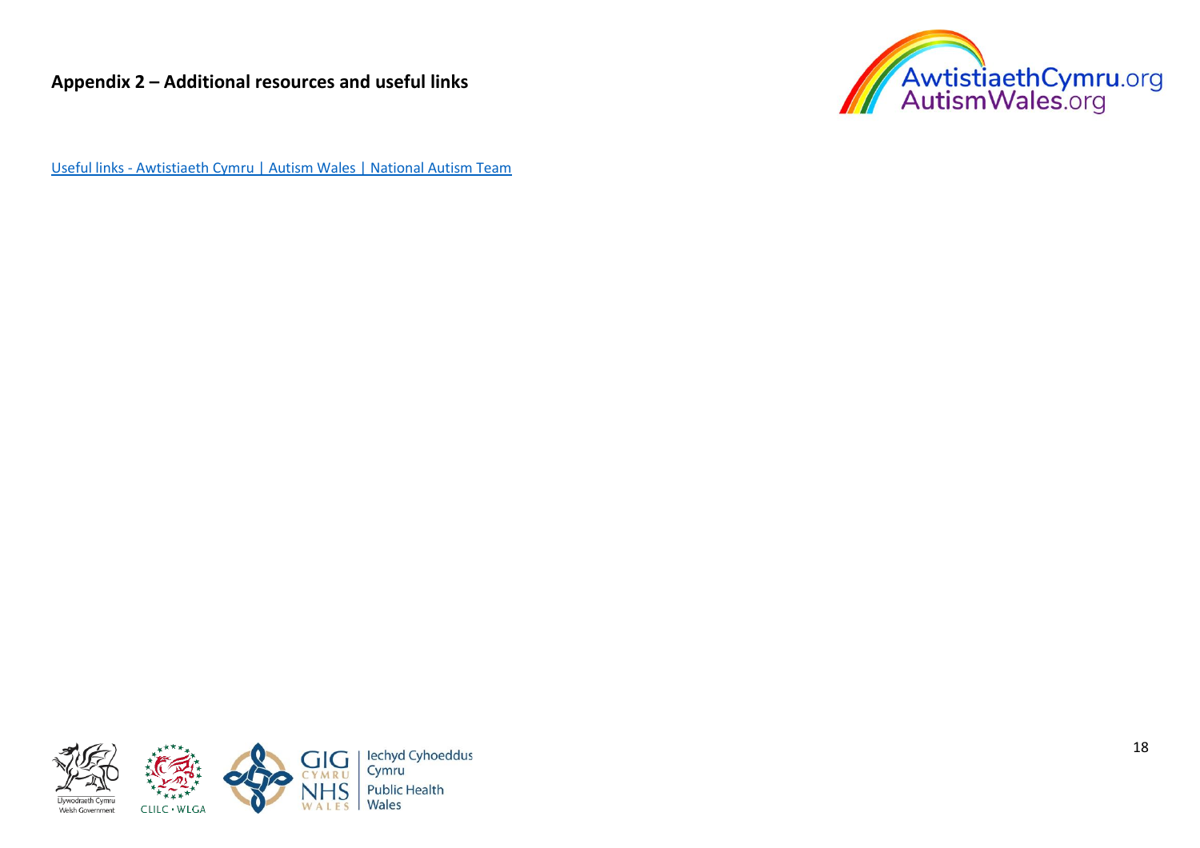**Appendix 2 – Additional resources and useful links**

Useful links - Awtistiaeth Cymru | Autism Wales | National Autism Team